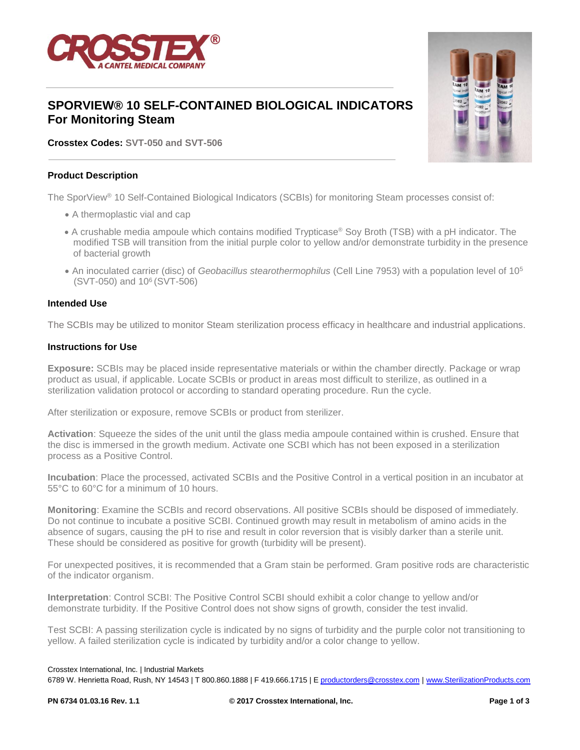CROSSTEX®
A CANTEL MEDICAL COMPANY

# SPORVIEW® 10 SELF-CONTAINED BIOLOGICAL INDICATORS For Monitoring Steam

**Crosstex Codes:** SVT-050 and SVT-506

## Product Description

The SporView® 10 Self-Contained Biological Indicators (SCBIs) for monitoring Steam processes consist of:

- A thermoplastic vial and cap
- A crushable media ampoule which contains modified Trypticase® Soy Broth (TSB) with a pH indicator. The modified TSB will transition from the initial purple color to yellow and/or demonstrate turbidity in the presence of bacterial growth
- An inoculated carrier (disc) of *Geobacillus stearothermophilus* (Cell Line 7953) with a population level of $10^5$ (SVT-050) and $10^6$ (SVT-506)

## Intended Use

The SCBIs may be utilized to monitor Steam sterilization process efficacy in healthcare and industrial applications.

## Instructions for Use

**Exposure:** SCBIs may be placed inside representative materials or within the chamber directly. Package or wrap product as usual, if applicable. Locate SCBIs or product in areas most difficult to sterilize, as outlined in a sterilization validation protocol or according to standard operating procedure. Run the cycle.

After sterilization or exposure, remove SCBIs or product from sterilizer.

**Activation**: Squeeze the sides of the unit until the glass media ampoule contained within is crushed. Ensure that the disc is immersed in the growth medium. Activate one SCBI which has not been exposed in a sterilization process as a Positive Control.

**Incubation**: Place the processed, activated SCBIs and the Positive Control in a vertical position in an incubator at 55°C to 60°C for a minimum of 10 hours.

**Monitoring**: Examine the SCBIs and record observations. All positive SCBIs should be disposed of immediately. Do not continue to incubate a positive SCBI. Continued growth may result in metabolism of amino acids in the absence of sugars, causing the pH to rise and result in color reversion that is visibly darker than a sterile unit. These should be considered as positive for growth (turbidity will be present).

For unexpected positives, it is recommended that a Gram stain be performed. Gram positive rods are characteristic of the indicator organism.

**Interpretation**: Control SCBI: The Positive Control SCBI should exhibit a color change to yellow and/or demonstrate turbidity. If the Positive Control does not show signs of growth, consider the test invalid.

Test SCBI: A passing sterilization cycle is indicated by no signs of turbidity and the purple color not transitioning to yellow. A failed sterilization cycle is indicated by turbidity and/or a color change to yellow.

Crosstex International, Inc. | Industrial Markets
6789 W. Henrietta Road, Rush, NY 14543 | T 800.860.1888 | F 419.666.1715 | E productorders@crosstex.com | www.SterilizationProducts.com

PN 6734 01.03.16 Rev. 1.1 © 2017 Crosstex International, Inc.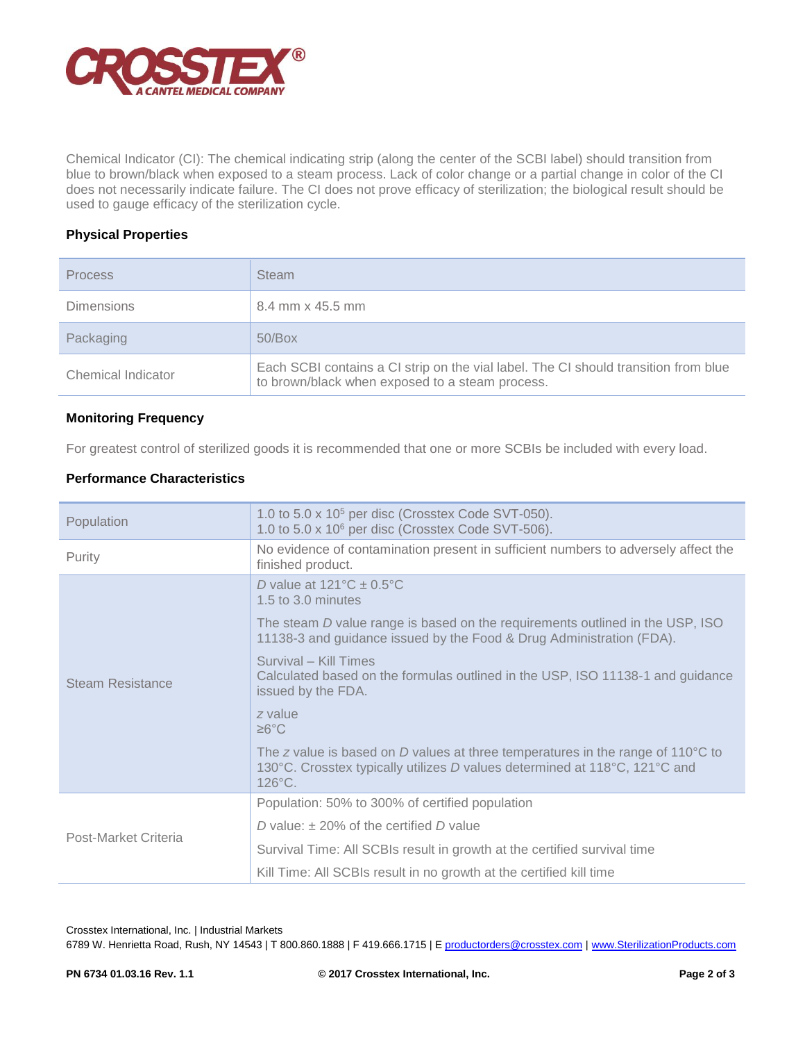Chemical Indicator (CI): The chemical indicating strip (along the center of the SCBI label) should transition from blue to brown/black when exposed to a steam process. Lack of color change or a partial change in color of the CI does not necessarily indicate failure. The CI does not prove efficacy of sterilization; the biological result should be used to gauge efficacy of the sterilization cycle.

### Physical Properties

| Process | Steam |
|---|---|
| Dimensions | 8.4 mm x 45.5 mm |
| Packaging | 50/Box |
| Chemical Indicator | Each SCBI contains a CI strip on the vial label. The CI should transition from blue to brown/black when exposed to a steam process. |

### Monitoring Frequency

For greatest control of sterilized goods it is recommended that one or more SCBIs be included with every load.

### Performance Characteristics

| Population | 1.0 to 5.0 x $10^5$ per disc (Crosstex Code SVT-050).<br>1.0 to 5.0 x $10^6$ per disc (Crosstex Code SVT-506). |
|---|---|
| Purity | No evidence of contamination present in sufficient numbers to adversely affect the finished product. |
| Steam Resistance | *D* value at 121°C ± 0.5°C<br>1.5 to 3.0 minutes<br><br>The steam *D* value range is based on the requirements outlined in the USP, ISO 11138-3 and guidance issued by the Food & Drug Administration (FDA).<br><br>Survival – Kill Times<br>Calculated based on the formulas outlined in the USP, ISO 11138-1 and guidance issued by the FDA.<br><br>*z* value<br>≥6°C<br><br>The *z* value is based on *D* values at three temperatures in the range of 110°C to 130°C. Crosstex typically utilizes *D* values determined at 118°C, 121°C and 126°C. |
| Post-Market Criteria | Population: 50% to 300% of certified population<br><br>*D* value: ± 20% of the certified *D* value<br><br>Survival Time: All SCBIs result in growth at the certified survival time<br><br>Kill Time: All SCBIs result in no growth at the certified kill time |

Crosstex International, Inc. | Industrial Markets
6789 W. Henrietta Road, Rush, NY 14543 | T 800.860.1888 | F 419.666.1715 | E productorders@crosstex.com | www.SterilizationProducts.com

PN 6734 01.03.16 Rev. 1.1 © 2017 Crosstex International, Inc.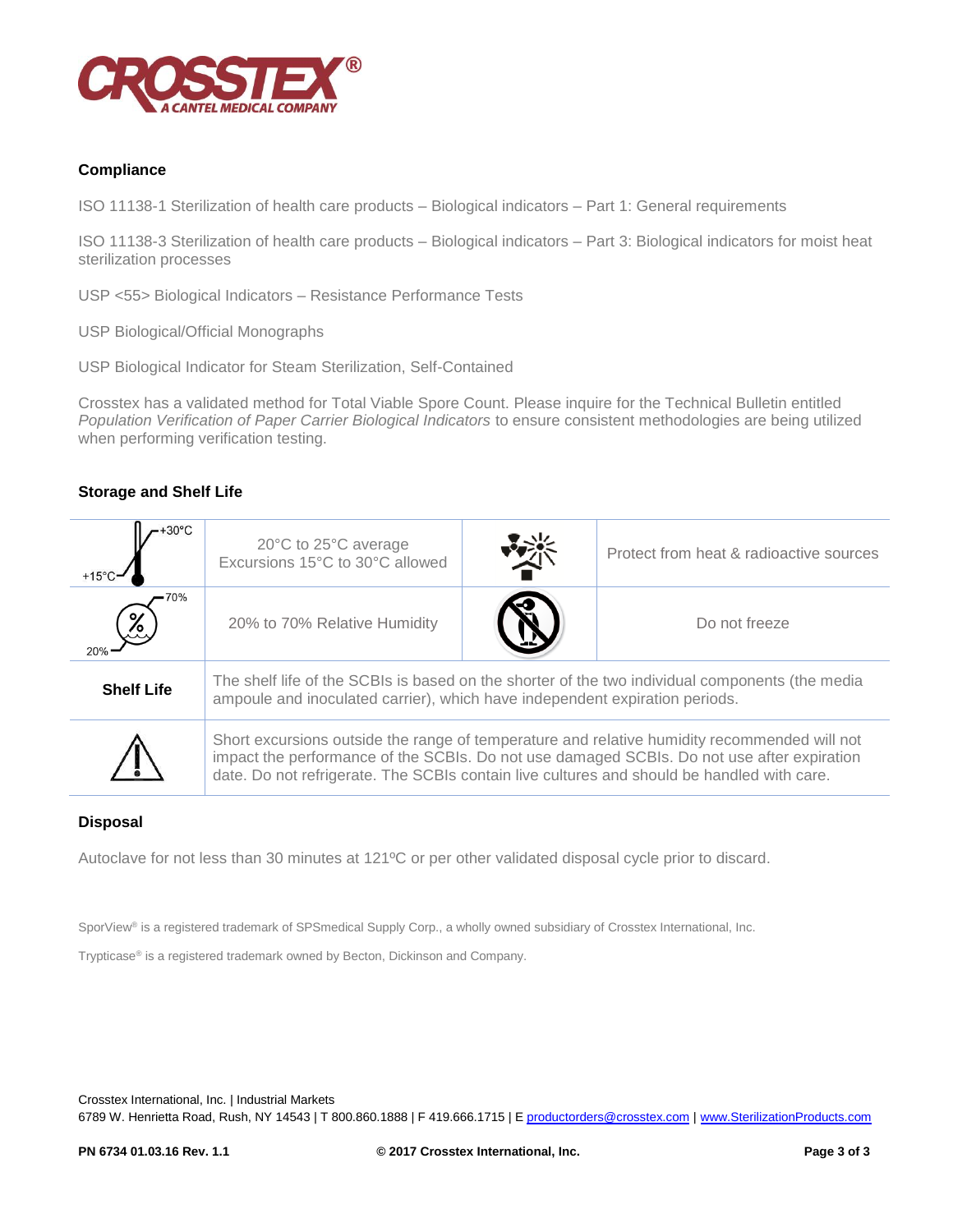## Compliance

ISO 11138-1 Sterilization of health care products – Biological indicators – Part 1: General requirements

ISO 11138-3 Sterilization of health care products – Biological indicators – Part 3: Biological indicators for moist heat sterilization processes

USP <55> Biological Indicators – Resistance Performance Tests

USP Biological/Official Monographs

USP Biological Indicator for Steam Sterilization, Self-Contained

Crosstex has a validated method for Total Viable Spore Count. Please inquire for the Technical Bulletin entitled *Population Verification of Paper Carrier Biological Indicators* to ensure consistent methodologies are being utilized when performing verification testing.

## Storage and Shelf Life

| | | | |
|---|---|---|---|
| +15°C / +30°C | 20°C to 25°C average Excursions 15°C to 30°C allowed | | Protect from heat & radioactive sources |
| 20% / 70% | 20% to 70% Relative Humidity | | Do not freeze |
| **Shelf Life** | The shelf life of the SCBIs is based on the shorter of the two individual components (the media ampoule and inoculated carrier), which have independent expiration periods. | | |
| ⚠ | Short excursions outside the range of temperature and relative humidity recommended will not impact the performance of the SCBIs. Do not use damaged SCBIs. Do not use after expiration date. Do not refrigerate. The SCBIs contain live cultures and should be handled with care. | | |

## Disposal

Autoclave for not less than 30 minutes at 121ºC or per other validated disposal cycle prior to discard.

SporView® is a registered trademark of SPSmedical Supply Corp., a wholly owned subsidiary of Crosstex International, Inc.

Trypticase® is a registered trademark owned by Becton, Dickinson and Company.

Crosstex International, Inc. | Industrial Markets
6789 W. Henrietta Road, Rush, NY 14543 | T 800.860.1888 | F 419.666.1715 | E productorders@crosstex.com | www.SterilizationProducts.com

**PN 6734 01.03.16 Rev. 1.1** **© 2017 Crosstex International, Inc.**